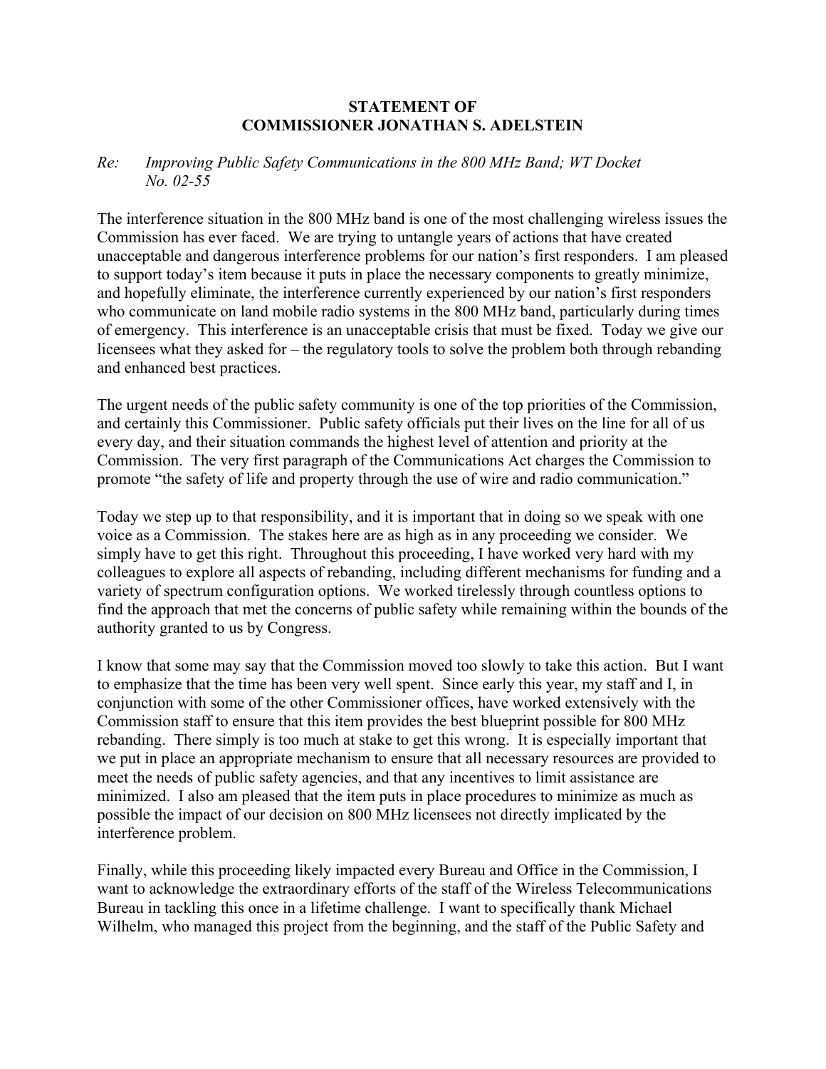**STATEMENT OF**
**COMMISSIONER JONATHAN S. ADELSTEIN**

*Re: Improving Public Safety Communications in the 800 MHz Band; WT Docket No. 02-55*

The interference situation in the 800 MHz band is one of the most challenging wireless issues the Commission has ever faced. We are trying to untangle years of actions that have created unacceptable and dangerous interference problems for our nation's first responders. I am pleased to support today's item because it puts in place the necessary components to greatly minimize, and hopefully eliminate, the interference currently experienced by our nation's first responders who communicate on land mobile radio systems in the 800 MHz band, particularly during times of emergency. This interference is an unacceptable crisis that must be fixed. Today we give our licensees what they asked for – the regulatory tools to solve the problem both through rebanding and enhanced best practices.

The urgent needs of the public safety community is one of the top priorities of the Commission, and certainly this Commissioner. Public safety officials put their lives on the line for all of us every day, and their situation commands the highest level of attention and priority at the Commission. The very first paragraph of the Communications Act charges the Commission to promote "the safety of life and property through the use of wire and radio communication."

Today we step up to that responsibility, and it is important that in doing so we speak with one voice as a Commission. The stakes here are as high as in any proceeding we consider. We simply have to get this right. Throughout this proceeding, I have worked very hard with my colleagues to explore all aspects of rebanding, including different mechanisms for funding and a variety of spectrum configuration options. We worked tirelessly through countless options to find the approach that met the concerns of public safety while remaining within the bounds of the authority granted to us by Congress.

I know that some may say that the Commission moved too slowly to take this action. But I want to emphasize that the time has been very well spent. Since early this year, my staff and I, in conjunction with some of the other Commissioner offices, have worked extensively with the Commission staff to ensure that this item provides the best blueprint possible for 800 MHz rebanding. There simply is too much at stake to get this wrong. It is especially important that we put in place an appropriate mechanism to ensure that all necessary resources are provided to meet the needs of public safety agencies, and that any incentives to limit assistance are minimized. I also am pleased that the item puts in place procedures to minimize as much as possible the impact of our decision on 800 MHz licensees not directly implicated by the interference problem.

Finally, while this proceeding likely impacted every Bureau and Office in the Commission, I want to acknowledge the extraordinary efforts of the staff of the Wireless Telecommunications Bureau in tackling this once in a lifetime challenge. I want to specifically thank Michael Wilhelm, who managed this project from the beginning, and the staff of the Public Safety and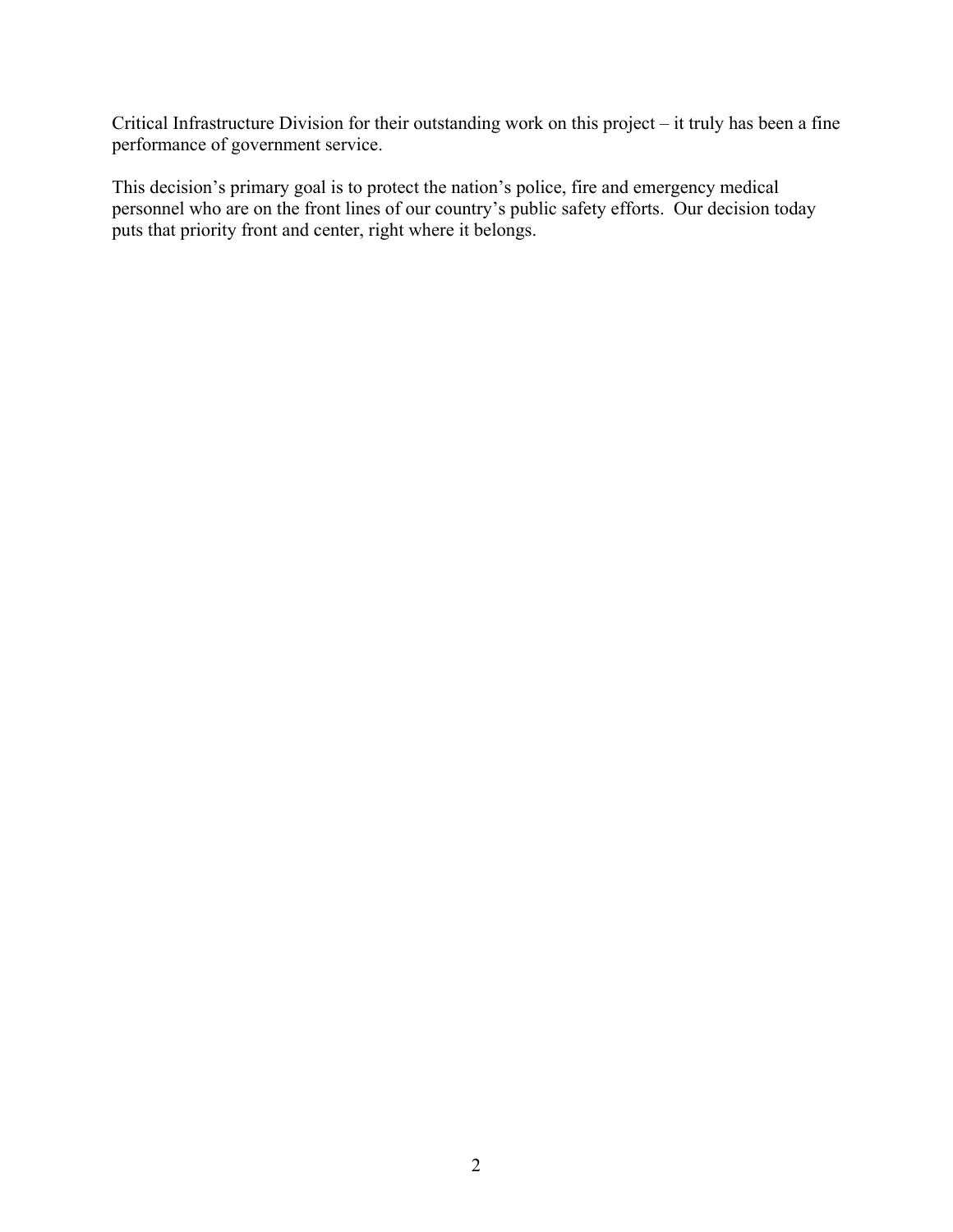Critical Infrastructure Division for their outstanding work on this project – it truly has been a fine performance of government service.

This decision's primary goal is to protect the nation's police, fire and emergency medical personnel who are on the front lines of our country's public safety efforts. Our decision today puts that priority front and center, right where it belongs.